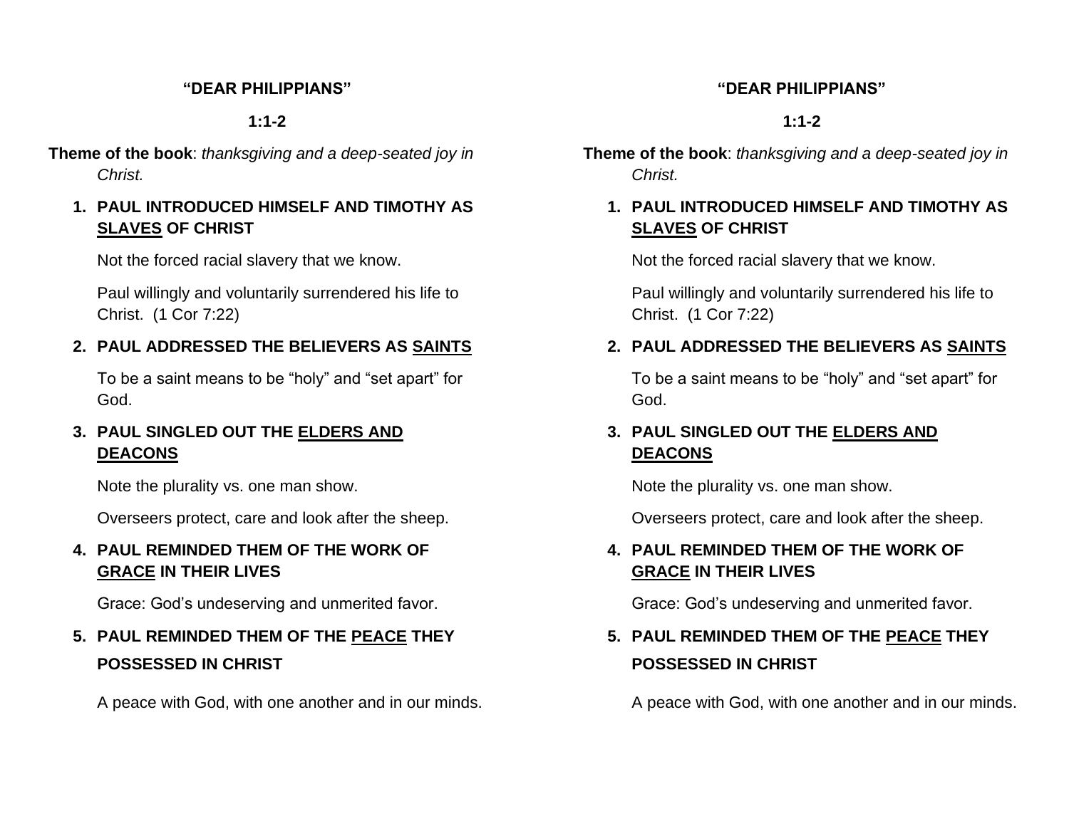**“DEAR PHILIPPIANS”**

**1:1-2**

**Theme of the book**: *thanksgiving and a deep-seated joy in Christ.*

1. **PAUL INTRODUCED HIMSELF AND TIMOTHY AS <u>SLAVES</u> OF CHRIST**

   Not the forced racial slavery that we know.

   Paul willingly and voluntarily surrendered his life to Christ. (1 Cor 7:22)

2. **PAUL ADDRESSED THE BELIEVERS AS <u>SAINTS</u>**

   To be a saint means to be “holy” and “set apart” for God.

3. **PAUL SINGLED OUT THE <u>ELDERS AND DEACONS</u>**

   Note the plurality vs. one man show.

   Overseers protect, care and look after the sheep.

4. **PAUL REMINDED THEM OF THE WORK OF <u>GRACE</u> IN THEIR LIVES**

   Grace: God’s undeserving and unmerited favor.

5. **PAUL REMINDED THEM OF THE <u>PEACE</u> THEY POSSESSED IN CHRIST**

   A peace with God, with one another and in our minds.

**“DEAR PHILIPPIANS”**

**1:1-2**

**Theme of the book**: *thanksgiving and a deep-seated joy in Christ.*

1. **PAUL INTRODUCED HIMSELF AND TIMOTHY AS <u>SLAVES</u> OF CHRIST**

   Not the forced racial slavery that we know.

   Paul willingly and voluntarily surrendered his life to Christ. (1 Cor 7:22)

2. **PAUL ADDRESSED THE BELIEVERS AS <u>SAINTS</u>**

   To be a saint means to be “holy” and “set apart” for God.

3. **PAUL SINGLED OUT THE <u>ELDERS AND DEACONS</u>**

   Note the plurality vs. one man show.

   Overseers protect, care and look after the sheep.

4. **PAUL REMINDED THEM OF THE WORK OF <u>GRACE</u> IN THEIR LIVES**

   Grace: God’s undeserving and unmerited favor.

5. **PAUL REMINDED THEM OF THE <u>PEACE</u> THEY POSSESSED IN CHRIST**

   A peace with God, with one another and in our minds.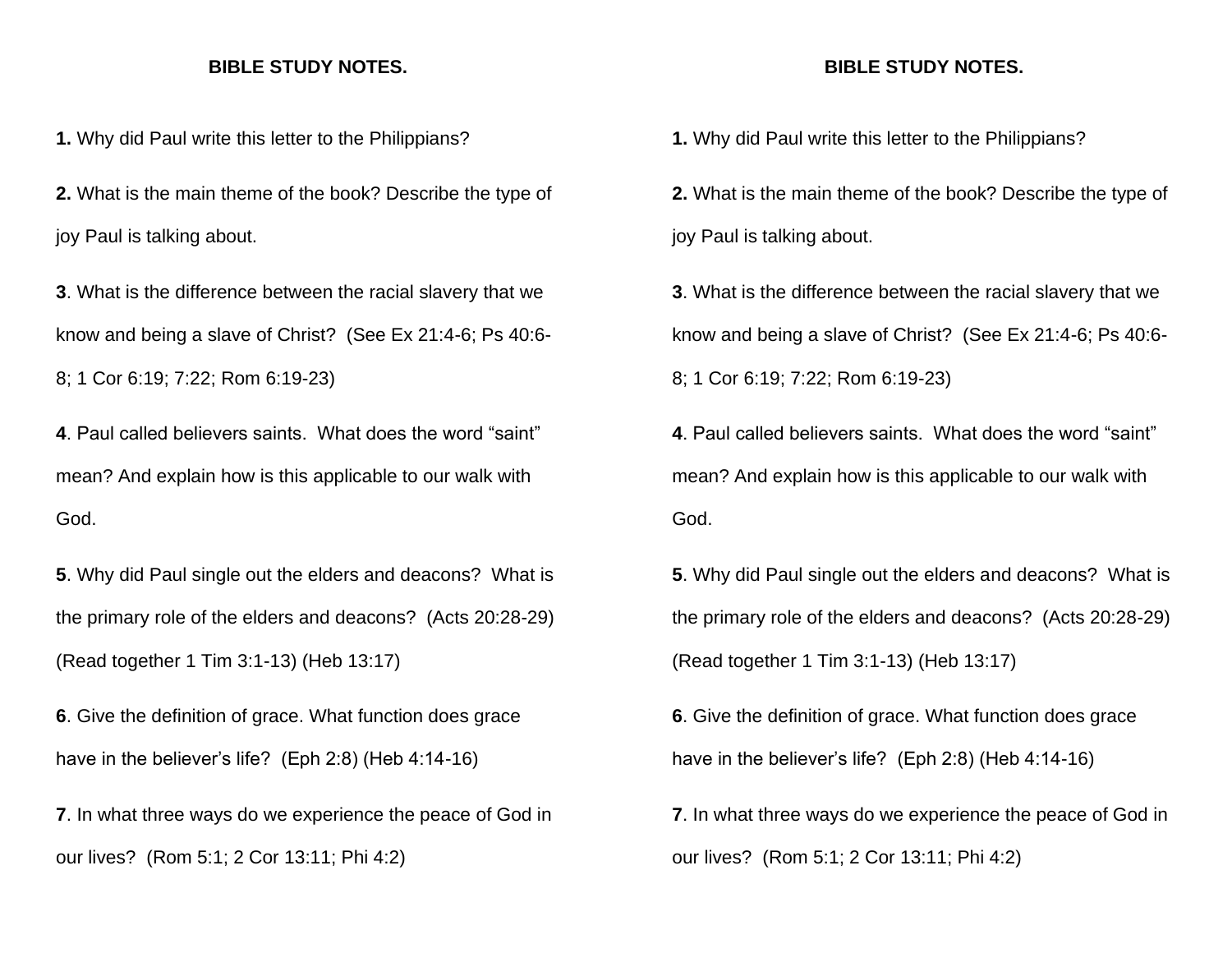**BIBLE STUDY NOTES.**

**1.** Why did Paul write this letter to the Philippians?

**2.** What is the main theme of the book? Describe the type of joy Paul is talking about.

**3**. What is the difference between the racial slavery that we know and being a slave of Christ? (See Ex 21:4-6; Ps 40:6-8; 1 Cor 6:19; 7:22; Rom 6:19-23)

**4**. Paul called believers saints. What does the word "saint" mean? And explain how is this applicable to our walk with God.

**5**. Why did Paul single out the elders and deacons? What is the primary role of the elders and deacons? (Acts 20:28-29) (Read together 1 Tim 3:1-13) (Heb 13:17)

**6**. Give the definition of grace. What function does grace have in the believer's life? (Eph 2:8) (Heb 4:14-16)

**7**. In what three ways do we experience the peace of God in our lives? (Rom 5:1; 2 Cor 13:11; Phi 4:2)

**BIBLE STUDY NOTES.**

**1.** Why did Paul write this letter to the Philippians?

**2.** What is the main theme of the book? Describe the type of joy Paul is talking about.

**3**. What is the difference between the racial slavery that we know and being a slave of Christ? (See Ex 21:4-6; Ps 40:6-8; 1 Cor 6:19; 7:22; Rom 6:19-23)

**4**. Paul called believers saints. What does the word "saint" mean? And explain how is this applicable to our walk with God.

**5**. Why did Paul single out the elders and deacons? What is the primary role of the elders and deacons? (Acts 20:28-29) (Read together 1 Tim 3:1-13) (Heb 13:17)

**6**. Give the definition of grace. What function does grace have in the believer's life? (Eph 2:8) (Heb 4:14-16)

**7**. In what three ways do we experience the peace of God in our lives? (Rom 5:1; 2 Cor 13:11; Phi 4:2)